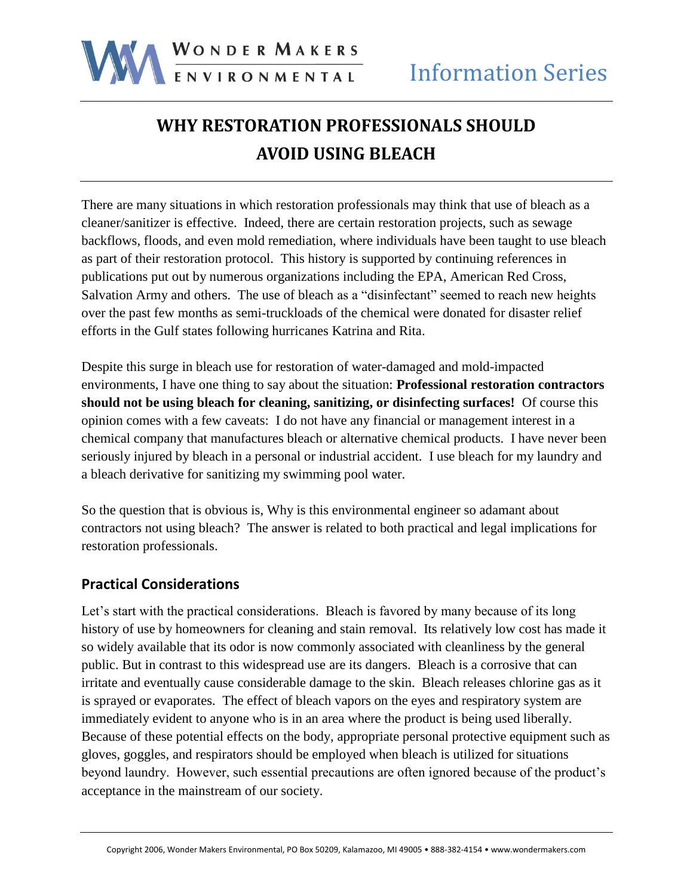# WHY RESTORATION PROFESSIONALS SHOULD AVOID USING BLEACH

There are many situations in which restoration professionals may think that use of bleach as a cleaner/sanitizer is effective. Indeed, there are certain restoration projects, such as sewage backflows, floods, and even mold remediation, where individuals have been taught to use bleach as part of their restoration protocol. This history is supported by continuing references in publications put out by numerous organizations including the EPA, American Red Cross, Salvation Army and others. The use of bleach as a "disinfectant" seemed to reach new heights over the past few months as semi-truckloads of the chemical were donated for disaster relief efforts in the Gulf states following hurricanes Katrina and Rita.

Despite this surge in bleach use for restoration of water-damaged and mold-impacted environments, I have one thing to say about the situation: **Professional restoration contractors should not be using bleach for cleaning, sanitizing, or disinfecting surfaces!** Of course this opinion comes with a few caveats: I do not have any financial or management interest in a chemical company that manufactures bleach or alternative chemical products. I have never been seriously injured by bleach in a personal or industrial accident. I use bleach for my laundry and a bleach derivative for sanitizing my swimming pool water.

So the question that is obvious is, Why is this environmental engineer so adamant about contractors not using bleach? The answer is related to both practical and legal implications for restoration professionals.

## Practical Considerations

Let's start with the practical considerations. Bleach is favored by many because of its long history of use by homeowners for cleaning and stain removal. Its relatively low cost has made it so widely available that its odor is now commonly associated with cleanliness by the general public. But in contrast to this widespread use are its dangers. Bleach is a corrosive that can irritate and eventually cause considerable damage to the skin. Bleach releases chlorine gas as it is sprayed or evaporates. The effect of bleach vapors on the eyes and respiratory system are immediately evident to anyone who is in an area where the product is being used liberally. Because of these potential effects on the body, appropriate personal protective equipment such as gloves, goggles, and respirators should be employed when bleach is utilized for situations beyond laundry. However, such essential precautions are often ignored because of the product's acceptance in the mainstream of our society.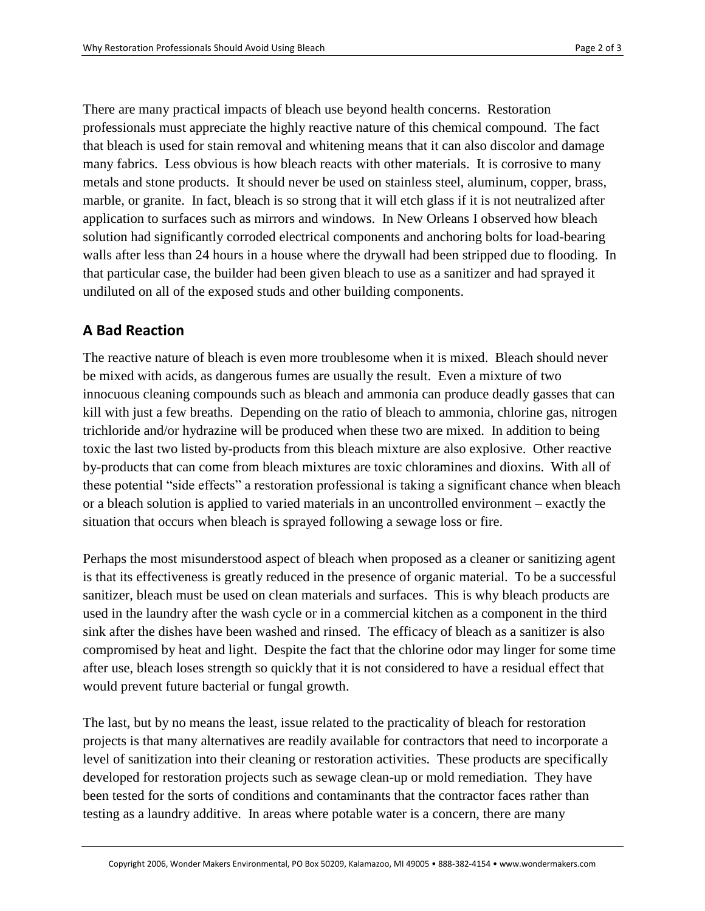There are many practical impacts of bleach use beyond health concerns. Restoration professionals must appreciate the highly reactive nature of this chemical compound. The fact that bleach is used for stain removal and whitening means that it can also discolor and damage many fabrics. Less obvious is how bleach reacts with other materials. It is corrosive to many metals and stone products. It should never be used on stainless steel, aluminum, copper, brass, marble, or granite. In fact, bleach is so strong that it will etch glass if it is not neutralized after application to surfaces such as mirrors and windows. In New Orleans I observed how bleach solution had significantly corroded electrical components and anchoring bolts for load-bearing walls after less than 24 hours in a house where the drywall had been stripped due to flooding. In that particular case, the builder had been given bleach to use as a sanitizer and had sprayed it undiluted on all of the exposed studs and other building components.

## A Bad Reaction

The reactive nature of bleach is even more troublesome when it is mixed. Bleach should never be mixed with acids, as dangerous fumes are usually the result. Even a mixture of two innocuous cleaning compounds such as bleach and ammonia can produce deadly gasses that can kill with just a few breaths. Depending on the ratio of bleach to ammonia, chlorine gas, nitrogen trichloride and/or hydrazine will be produced when these two are mixed. In addition to being toxic the last two listed by-products from this bleach mixture are also explosive. Other reactive by-products that can come from bleach mixtures are toxic chloramines and dioxins. With all of these potential "side effects" a restoration professional is taking a significant chance when bleach or a bleach solution is applied to varied materials in an uncontrolled environment – exactly the situation that occurs when bleach is sprayed following a sewage loss or fire.

Perhaps the most misunderstood aspect of bleach when proposed as a cleaner or sanitizing agent is that its effectiveness is greatly reduced in the presence of organic material. To be a successful sanitizer, bleach must be used on clean materials and surfaces. This is why bleach products are used in the laundry after the wash cycle or in a commercial kitchen as a component in the third sink after the dishes have been washed and rinsed. The efficacy of bleach as a sanitizer is also compromised by heat and light. Despite the fact that the chlorine odor may linger for some time after use, bleach loses strength so quickly that it is not considered to have a residual effect that would prevent future bacterial or fungal growth.

The last, but by no means the least, issue related to the practicality of bleach for restoration projects is that many alternatives are readily available for contractors that need to incorporate a level of sanitization into their cleaning or restoration activities. These products are specifically developed for restoration projects such as sewage clean-up or mold remediation. They have been tested for the sorts of conditions and contaminants that the contractor faces rather than testing as a laundry additive. In areas where potable water is a concern, there are many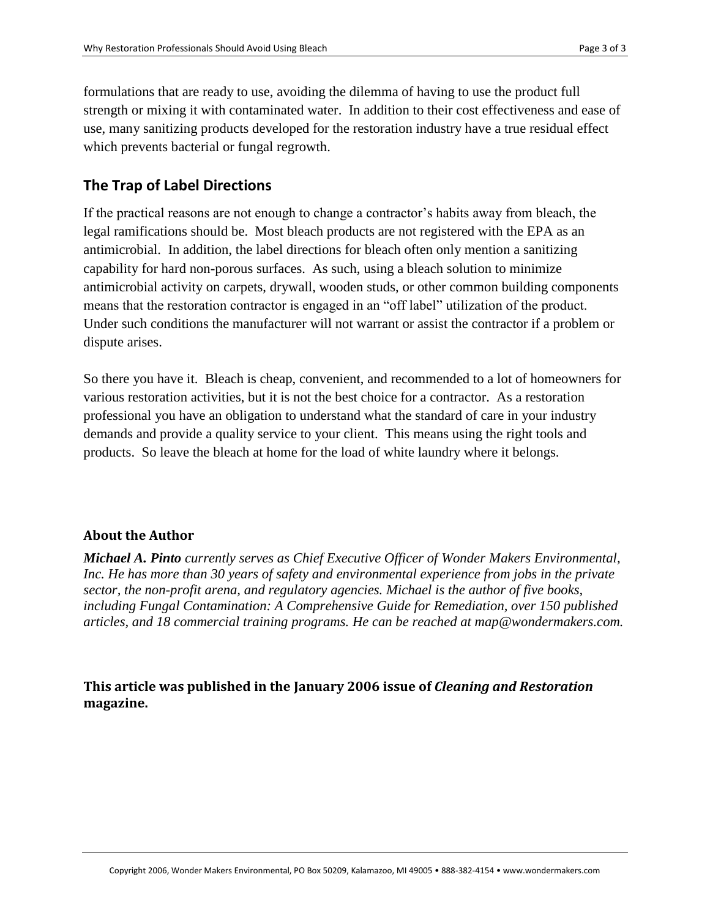formulations that are ready to use, avoiding the dilemma of having to use the product full strength or mixing it with contaminated water. In addition to their cost effectiveness and ease of use, many sanitizing products developed for the restoration industry have a true residual effect which prevents bacterial or fungal regrowth.

## The Trap of Label Directions

If the practical reasons are not enough to change a contractor's habits away from bleach, the legal ramifications should be. Most bleach products are not registered with the EPA as an antimicrobial. In addition, the label directions for bleach often only mention a sanitizing capability for hard non-porous surfaces. As such, using a bleach solution to minimize antimicrobial activity on carpets, drywall, wooden studs, or other common building components means that the restoration contractor is engaged in an "off label" utilization of the product. Under such conditions the manufacturer will not warrant or assist the contractor if a problem or dispute arises.

So there you have it. Bleach is cheap, convenient, and recommended to a lot of homeowners for various restoration activities, but it is not the best choice for a contractor. As a restoration professional you have an obligation to understand what the standard of care in your industry demands and provide a quality service to your client. This means using the right tools and products. So leave the bleach at home for the load of white laundry where it belongs.

### About the Author

***Michael A. Pinto*** *currently serves as Chief Executive Officer of Wonder Makers Environmental, Inc. He has more than 30 years of safety and environmental experience from jobs in the private sector, the non-profit arena, and regulatory agencies. Michael is the author of five books, including Fungal Contamination: A Comprehensive Guide for Remediation, over 150 published articles, and 18 commercial training programs. He can be reached at map@wondermakers.com.*

**This article was published in the January 2006 issue of *Cleaning and Restoration* magazine.**

Copyright 2006, Wonder Makers Environmental, PO Box 50209, Kalamazoo, MI 49005 • 888-382-4154 • www.wondermakers.com